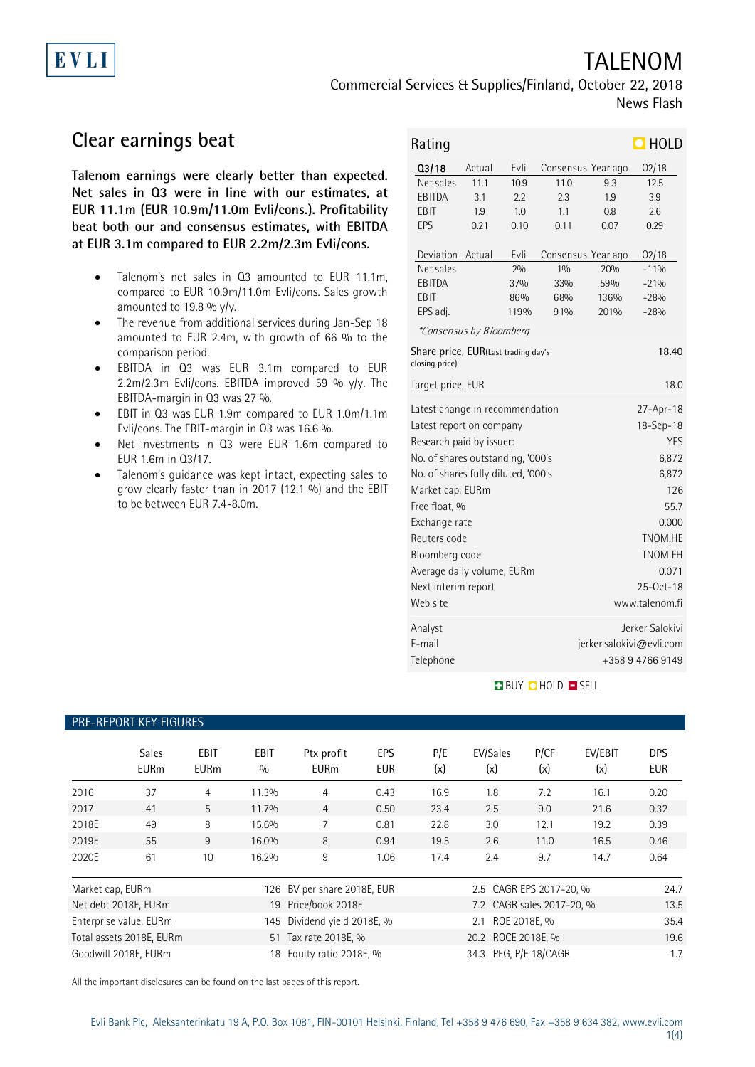EVLI

# TALENOM

Commercial Services & Supplies/Finland, October 22, 2018
News Flash

## Clear earnings beat

**Talenom earnings were clearly better than expected. Net sales in Q3 were in line with our estimates, at EUR 11.1m (EUR 10.9m/11.0m Evli/cons.). Profitability beat both our and consensus estimates, with EBITDA at EUR 3.1m compared to EUR 2.2m/2.3m Evli/cons.**

- Talenom's net sales in Q3 amounted to EUR 11.1m, compared to EUR 10.9m/11.0m Evli/cons. Sales growth amounted to 19.8 % y/y.
- The revenue from additional services during Jan-Sep 18 amounted to EUR 2.4m, with growth of 66 % to the comparison period.
- EBITDA in Q3 was EUR 3.1m compared to EUR 2.2m/2.3m Evli/cons. EBITDA improved 59 % y/y. The EBITDA-margin in Q3 was 27 %.
- EBIT in Q3 was EUR 1.9m compared to EUR 1.0m/1.1m Evli/cons. The EBIT-margin in Q3 was 16.6 %.
- Net investments in Q3 were EUR 1.6m compared to EUR 1.6m in Q3/17.
- Talenom's guidance was kept intact, expecting sales to grow clearly faster than in 2017 (12.1 %) and the EBIT to be between EUR 7.4-8.0m.

**Rating: HOLD**

| Q3/18 | Actual | Evli | Consensus | Year ago | Q2/18 |
|---|---|---|---|---|---|
| Net sales | 11.1 | 10.9 | 11.0 | 9.3 | 12.5 |
| EBITDA | 3.1 | 2.2 | 2.3 | 1.9 | 3.9 |
| EBIT | 1.9 | 1.0 | 1.1 | 0.8 | 2.6 |
| EPS | 0.21 | 0.10 | 0.11 | 0.07 | 0.29 |

| Deviation | Actual | Evli | Consensus | Year ago | Q2/18 |
|---|---|---|---|---|---|
| Net sales | | 2% | 1% | 20% | -11% |
| EBITDA | | 37% | 33% | 59% | -21% |
| EBIT | | 86% | 68% | 136% | -28% |
| EPS adj. | | 119% | 91% | 201% | -28% |

*Consensus by Bloomberg*

| | |
|---|---|
| Share price, EUR (Last trading day's closing price) | 18.40 |
| Target price, EUR | 18.0 |
| Latest change in recommendation | 27-Apr-18 |
| Latest report on company | 18-Sep-18 |
| Research paid by issuer: | YES |
| No. of shares outstanding, '000's | 6,872 |
| No. of shares fully diluted, '000's | 6,872 |
| Market cap, EURm | 126 |
| Free float, % | 55.7 |
| Exchange rate | 0.000 |
| Reuters code | TNOM.HE |
| Bloomberg code | TNOM FH |
| Average daily volume, EURm | 0.071 |
| Next interim report | 25-Oct-18 |
| Web site | www.talenom.fi |
| Analyst | Jerker Salokivi |
| E-mail | jerker.salokivi@evli.com |
| Telephone | +358 9 4766 9149 |

BUY HOLD SELL

### PRE-REPORT KEY FIGURES

| | Sales EURm | EBIT EURm | EBIT % | Ptx profit EURm | EPS EUR | P/E (x) | EV/Sales (x) | P/CF (x) | EV/EBIT (x) | DPS EUR |
|---|---|---|---|---|---|---|---|---|---|---|
| 2016 | 37 | 4 | 11.3% | 4 | 0.43 | 16.9 | 1.8 | 7.2 | 16.1 | 0.20 |
| 2017 | 41 | 5 | 11.7% | 4 | 0.50 | 23.4 | 2.5 | 9.0 | 21.6 | 0.32 |
| 2018E | 49 | 8 | 15.6% | 7 | 0.81 | 22.8 | 3.0 | 12.1 | 19.2 | 0.39 |
| 2019E | 55 | 9 | 16.0% | 8 | 0.94 | 19.5 | 2.6 | 11.0 | 16.5 | 0.46 |
| 2020E | 61 | 10 | 16.2% | 9 | 1.06 | 17.4 | 2.4 | 9.7 | 14.7 | 0.64 |

| | | | | | |
|---|---|---|---|---|---|
| Market cap, EURm | 126 | BV per share 2018E, EUR | 2.5 | CAGR EPS 2017-20, % | 24.7 |
| Net debt 2018E, EURm | 19 | Price/book 2018E | 7.2 | CAGR sales 2017-20, % | 13.5 |
| Enterprise value, EURm | 145 | Dividend yield 2018E, % | 2.1 | ROE 2018E, % | 35.4 |
| Total assets 2018E, EURm | 51 | Tax rate 2018E, % | 20.2 | ROCE 2018E, % | 19.6 |
| Goodwill 2018E, EURm | 18 | Equity ratio 2018E, % | 34.3 | PEG, P/E 18/CAGR | 1.7 |

All the important disclosures can be found on the last pages of this report.

Evli Bank Plc, Aleksanterinkatu 19 A, P.O. Box 1081, FIN-00101 Helsinki, Finland, Tel +358 9 476 690, Fax +358 9 634 382, www.evli.com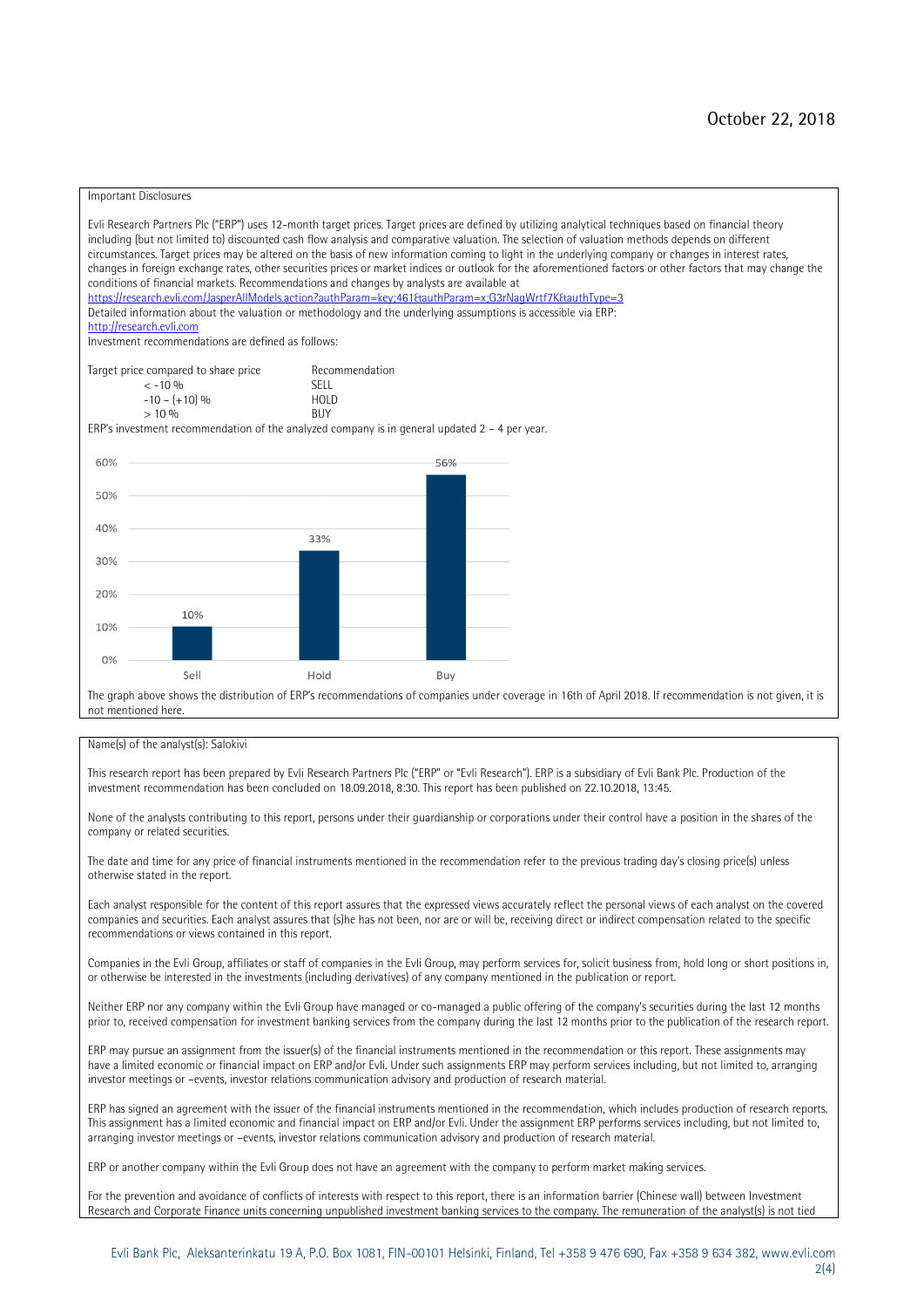October 22, 2018

Important Disclosures

Evli Research Partners Plc ("ERP") uses 12-month target prices. Target prices are defined by utilizing analytical techniques based on financial theory including (but not limited to) discounted cash flow analysis and comparative valuation. The selection of valuation methods depends on different circumstances. Target prices may be altered on the basis of new information coming to light in the underlying company or changes in interest rates, changes in foreign exchange rates, other securities prices or market indices or outlook for the aforementioned factors or other factors that may change the conditions of financial markets. Recommendations and changes by analysts are available at
https://research.evli.com/JasperAllModels.action?authParam=key;461&authParam=x;G3rNagWrtf7K&authType=3
Detailed information about the valuation or methodology and the underlying assumptions is accessible via ERP:
http://research.evli.com
Investment recommendations are defined as follows:

| Target price compared to share price | Recommendation |
|---|---|
| < -10 % | SELL |
| -10 – (+10) % | HOLD |
| > 10 % | BUY |

ERP's investment recommendation of the analyzed company is in general updated 2 – 4 per year.

| | Sell | Hold | Buy |
|---|---|---|---|
| Share | 10% | 33% | 56% |

The graph above shows the distribution of ERP's recommendations of companies under coverage in 16th of April 2018. If recommendation is not given, it is not mentioned here.

Name(s) of the analyst(s): Salokivi

This research report has been prepared by Evli Research Partners Plc ("ERP" or "Evli Research"). ERP is a subsidiary of Evli Bank Plc. Production of the investment recommendation has been concluded on 18.09.2018, 8:30. This report has been published on 22.10.2018, 13:45.

None of the analysts contributing to this report, persons under their guardianship or corporations under their control have a position in the shares of the company or related securities.

The date and time for any price of financial instruments mentioned in the recommendation refer to the previous trading day's closing price(s) unless otherwise stated in the report.

Each analyst responsible for the content of this report assures that the expressed views accurately reflect the personal views of each analyst on the covered companies and securities. Each analyst assures that (s)he has not been, nor are or will be, receiving direct or indirect compensation related to the specific recommendations or views contained in this report.

Companies in the Evli Group, affiliates or staff of companies in the Evli Group, may perform services for, solicit business from, hold long or short positions in, or otherwise be interested in the investments (including derivatives) of any company mentioned in the publication or report.

Neither ERP nor any company within the Evli Group have managed or co-managed a public offering of the company's securities during the last 12 months prior to, received compensation for investment banking services from the company during the last 12 months prior to the publication of the research report.

ERP may pursue an assignment from the issuer(s) of the financial instruments mentioned in the recommendation or this report. These assignments may have a limited economic or financial impact on ERP and/or Evli. Under such assignments ERP may perform services including, but not limited to, arranging investor meetings or –events, investor relations communication advisory and production of research material.

ERP has signed an agreement with the issuer of the financial instruments mentioned in the recommendation, which includes production of research reports. This assignment has a limited economic and financial impact on ERP and/or Evli. Under the assignment ERP performs services including, but not limited to, arranging investor meetings or –events, investor relations communication advisory and production of research material.

ERP or another company within the Evli Group does not have an agreement with the company to perform market making services.

For the prevention and avoidance of conflicts of interests with respect to this report, there is an information barrier (Chinese wall) between Investment Research and Corporate Finance units concerning unpublished investment banking services to the company. The remuneration of the analyst(s) is not tied

Evli Bank Plc, Aleksanterinkatu 19 A, P.O. Box 1081, FIN-00101 Helsinki, Finland, Tel +358 9 476 690, Fax +358 9 634 382, www.evli.com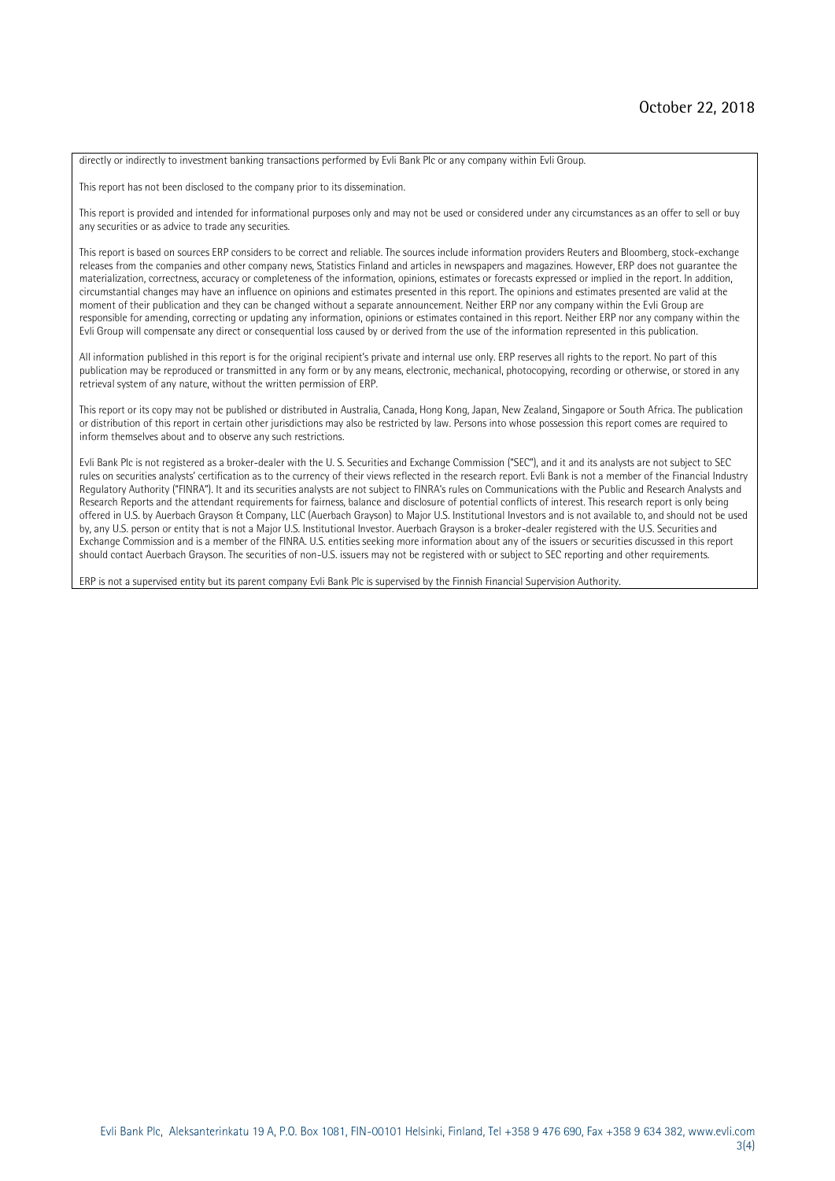directly or indirectly to investment banking transactions performed by Evli Bank Plc or any company within Evli Group.

This report has not been disclosed to the company prior to its dissemination.

This report is provided and intended for informational purposes only and may not be used or considered under any circumstances as an offer to sell or buy any securities or as advice to trade any securities.

This report is based on sources ERP considers to be correct and reliable. The sources include information providers Reuters and Bloomberg, stock-exchange releases from the companies and other company news, Statistics Finland and articles in newspapers and magazines. However, ERP does not guarantee the materialization, correctness, accuracy or completeness of the information, opinions, estimates or forecasts expressed or implied in the report. In addition, circumstantial changes may have an influence on opinions and estimates presented in this report. The opinions and estimates presented are valid at the moment of their publication and they can be changed without a separate announcement. Neither ERP nor any company within the Evli Group are responsible for amending, correcting or updating any information, opinions or estimates contained in this report. Neither ERP nor any company within the Evli Group will compensate any direct or consequential loss caused by or derived from the use of the information represented in this publication.

All information published in this report is for the original recipient's private and internal use only. ERP reserves all rights to the report. No part of this publication may be reproduced or transmitted in any form or by any means, electronic, mechanical, photocopying, recording or otherwise, or stored in any retrieval system of any nature, without the written permission of ERP.

This report or its copy may not be published or distributed in Australia, Canada, Hong Kong, Japan, New Zealand, Singapore or South Africa. The publication or distribution of this report in certain other jurisdictions may also be restricted by law. Persons into whose possession this report comes are required to inform themselves about and to observe any such restrictions.

Evli Bank Plc is not registered as a broker-dealer with the U. S. Securities and Exchange Commission ("SEC"), and it and its analysts are not subject to SEC rules on securities analysts' certification as to the currency of their views reflected in the research report. Evli Bank is not a member of the Financial Industry Regulatory Authority ("FINRA"). It and its securities analysts are not subject to FINRA's rules on Communications with the Public and Research Analysts and Research Reports and the attendant requirements for fairness, balance and disclosure of potential conflicts of interest. This research report is only being offered in U.S. by Auerbach Grayson & Company, LLC (Auerbach Grayson) to Major U.S. Institutional Investors and is not available to, and should not be used by, any U.S. person or entity that is not a Major U.S. Institutional Investor. Auerbach Grayson is a broker-dealer registered with the U.S. Securities and Exchange Commission and is a member of the FINRA. U.S. entities seeking more information about any of the issuers or securities discussed in this report should contact Auerbach Grayson. The securities of non-U.S. issuers may not be registered with or subject to SEC reporting and other requirements.

ERP is not a supervised entity but its parent company Evli Bank Plc is supervised by the Finnish Financial Supervision Authority.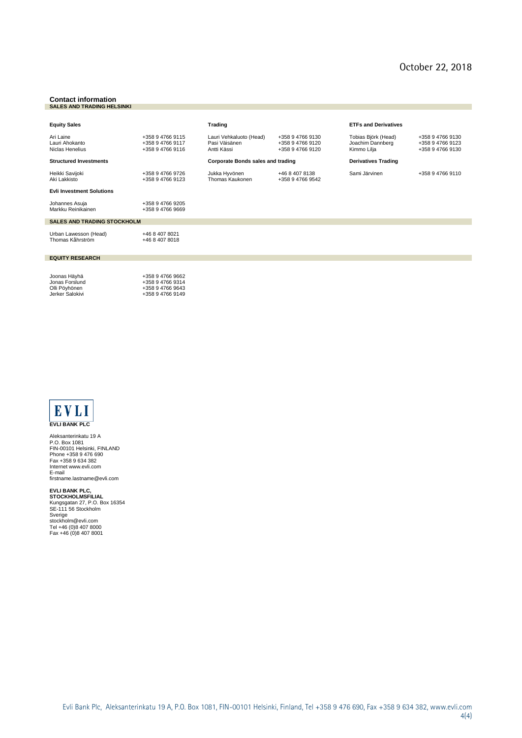October 22, 2018

# Contact information

## SALES AND TRADING HELSINKI

| | | | | | |
|---|---|---|---|---|---|
| **Equity Sales** | | **Trading** | | **ETFs and Derivatives** | |
| Ari Laine | +358 9 4766 9115 | Lauri Vehkaluoto (Head) | +358 9 4766 9130 | Tobias Björk (Head) | +358 9 4766 9130 |
| Lauri Ahokanto | +358 9 4766 9117 | Pasi Väisänen | +358 9 4766 9120 | Joachim Dannberg | +358 9 4766 9123 |
| Niclas Henelius | +358 9 4766 9116 | Antti Kässi | +358 9 4766 9120 | Kimmo Lilja | +358 9 4766 9130 |
| **Structured Investments** | | **Corporate Bonds sales and trading** | | **Derivatives Trading** | |
| Heikki Savijoki | +358 9 4766 9726 | Jukka Hyvönen | +46 8 407 8138 | Sami Järvinen | +358 9 4766 9110 |
| Aki Lakkisto | +358 9 4766 9123 | Thomas Kaukonen | +358 9 4766 9542 | | |
| **Evli Investment Solutions** | | | | | |
| Johannes Asuja | +358 9 4766 9205 | | | | |
| Markku Reinikainen | +358 9 4766 9669 | | | | |

## SALES AND TRADING STOCKHOLM

| | |
|---|---|
| Urban Lawesson (Head) | +46 8 407 8021 |
| Thomas Kåhrström | +46 8 407 8018 |

## EQUITY RESEARCH

| | |
|---|---|
| Joonas Häyhä | +358 9 4766 9662 |
| Jonas Forslund | +358 9 4766 9314 |
| Olli Pöyhönen | +358 9 4766 9643 |
| Jerker Salokivi | +358 9 4766 9149 |

EVLI

**EVLI BANK PLC**

Aleksanterinkatu 19 A
P.O. Box 1081
FIN-00101 Helsinki, FINLAND
Phone +358 9 476 690
Fax +358 9 634 382
Internet www.evli.com
E-mail
firstname.lastname@evli.com

**EVLI BANK PLC, STOCKHOLMSFILIAL**
Kungsgatan 27, P.O. Box 16354
SE-111 56 Stockholm
Sverige
stockholm@evli.com
Tel +46 (0)8 407 8000
Fax +46 (0)8 407 8001